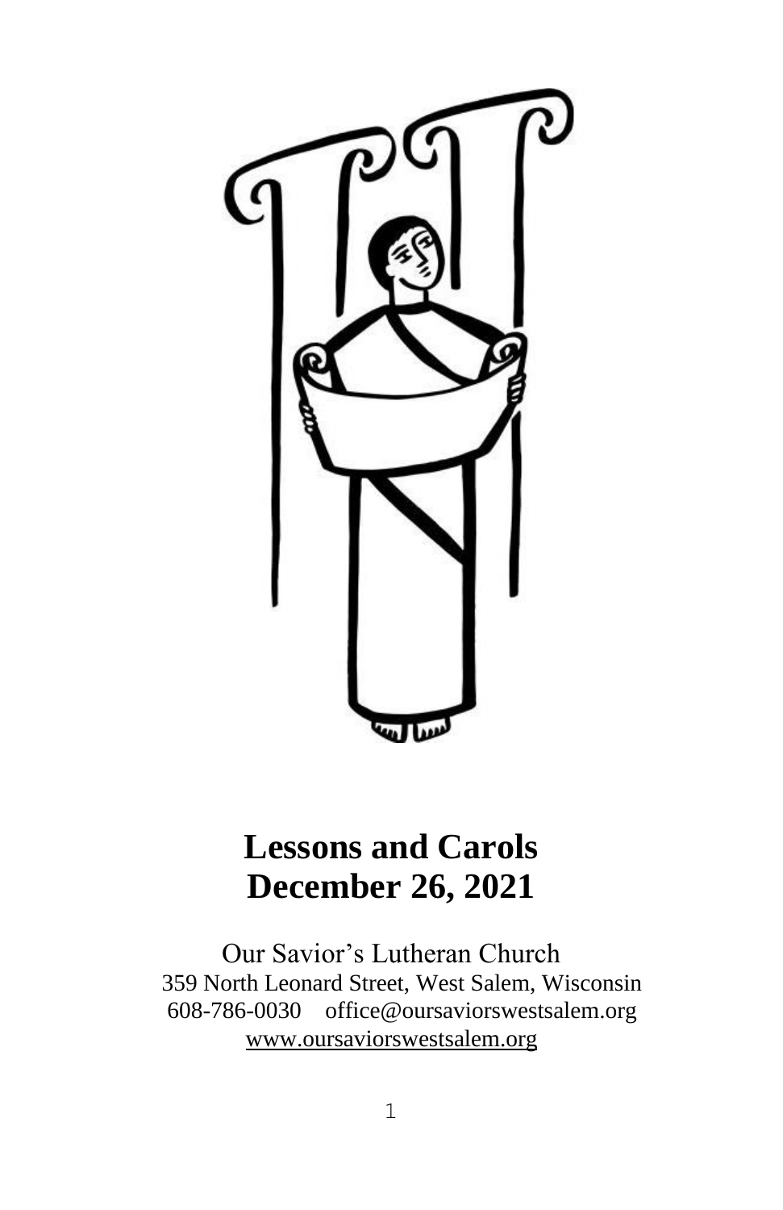# Lessons and Carols
# December 26, 2021

Our Savior's Lutheran Church
359 North Leonard Street, West Salem, Wisconsin
608-786-0030 office@oursaviorswestsalem.org
www.oursaviorswestsalem.org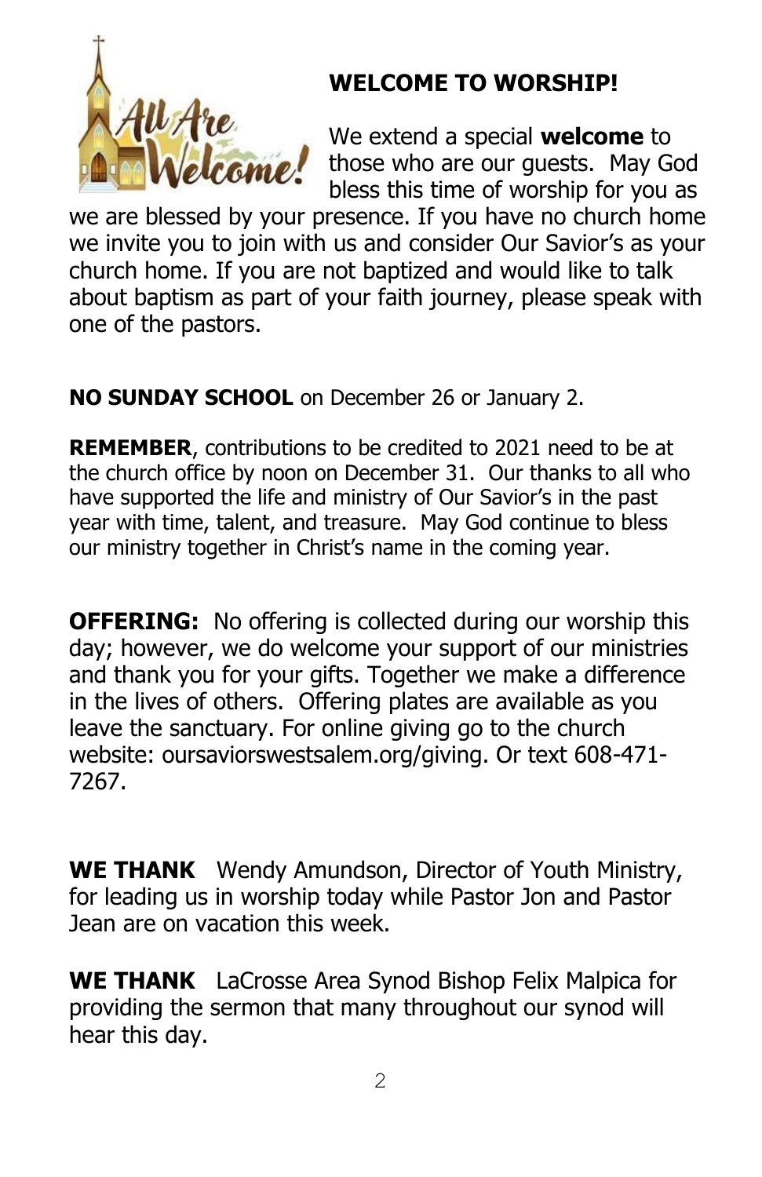## WELCOME TO WORSHIP!

We extend a special **welcome** to those who are our guests. May God bless this time of worship for you as we are blessed by your presence. If you have no church home we invite you to join with us and consider Our Savior's as your church home. If you are not baptized and would like to talk about baptism as part of your faith journey, please speak with one of the pastors.

**NO SUNDAY SCHOOL** on December 26 or January 2.

**REMEMBER**, contributions to be credited to 2021 need to be at the church office by noon on December 31. Our thanks to all who have supported the life and ministry of Our Savior's in the past year with time, talent, and treasure. May God continue to bless our ministry together in Christ's name in the coming year.

**OFFERING:** No offering is collected during our worship this day; however, we do welcome your support of our ministries and thank you for your gifts. Together we make a difference in the lives of others. Offering plates are available as you leave the sanctuary. For online giving go to the church website: oursaviorswestsalem.org/giving. Or text 608-471-7267.

**WE THANK** Wendy Amundson, Director of Youth Ministry, for leading us in worship today while Pastor Jon and Pastor Jean are on vacation this week.

**WE THANK** LaCrosse Area Synod Bishop Felix Malpica for providing the sermon that many throughout our synod will hear this day.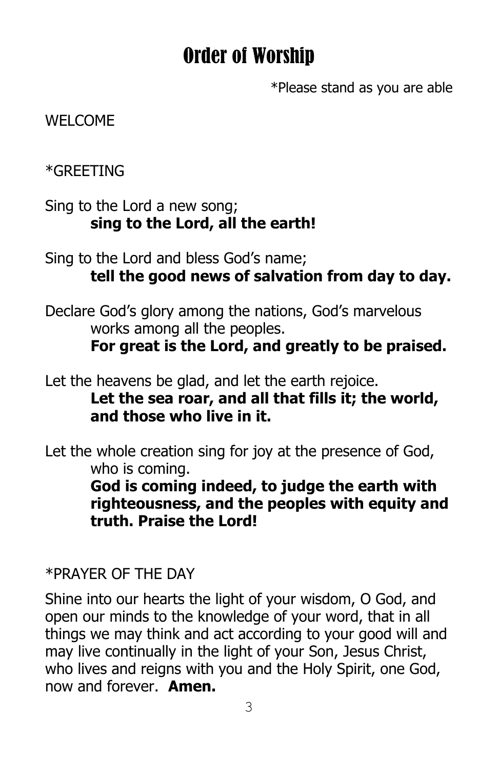# Order of Worship

*Please stand as you are able

WELCOME

*GREETING

Sing to the Lord a new song;
**sing to the Lord, all the earth!**

Sing to the Lord and bless God's name;
**tell the good news of salvation from day to day.**

Declare God's glory among the nations, God's marvelous works among all the peoples.
**For great is the Lord, and greatly to be praised.**

Let the heavens be glad, and let the earth rejoice.
**Let the sea roar, and all that fills it; the world, and those who live in it.**

Let the whole creation sing for joy at the presence of God, who is coming.
**God is coming indeed, to judge the earth with righteousness, and the peoples with equity and truth. Praise the Lord!**

*PRAYER OF THE DAY

Shine into our hearts the light of your wisdom, O God, and open our minds to the knowledge of your word, that in all things we may think and act according to your good will and may live continually in the light of your Son, Jesus Christ, who lives and reigns with you and the Holy Spirit, one God, now and forever. **Amen.**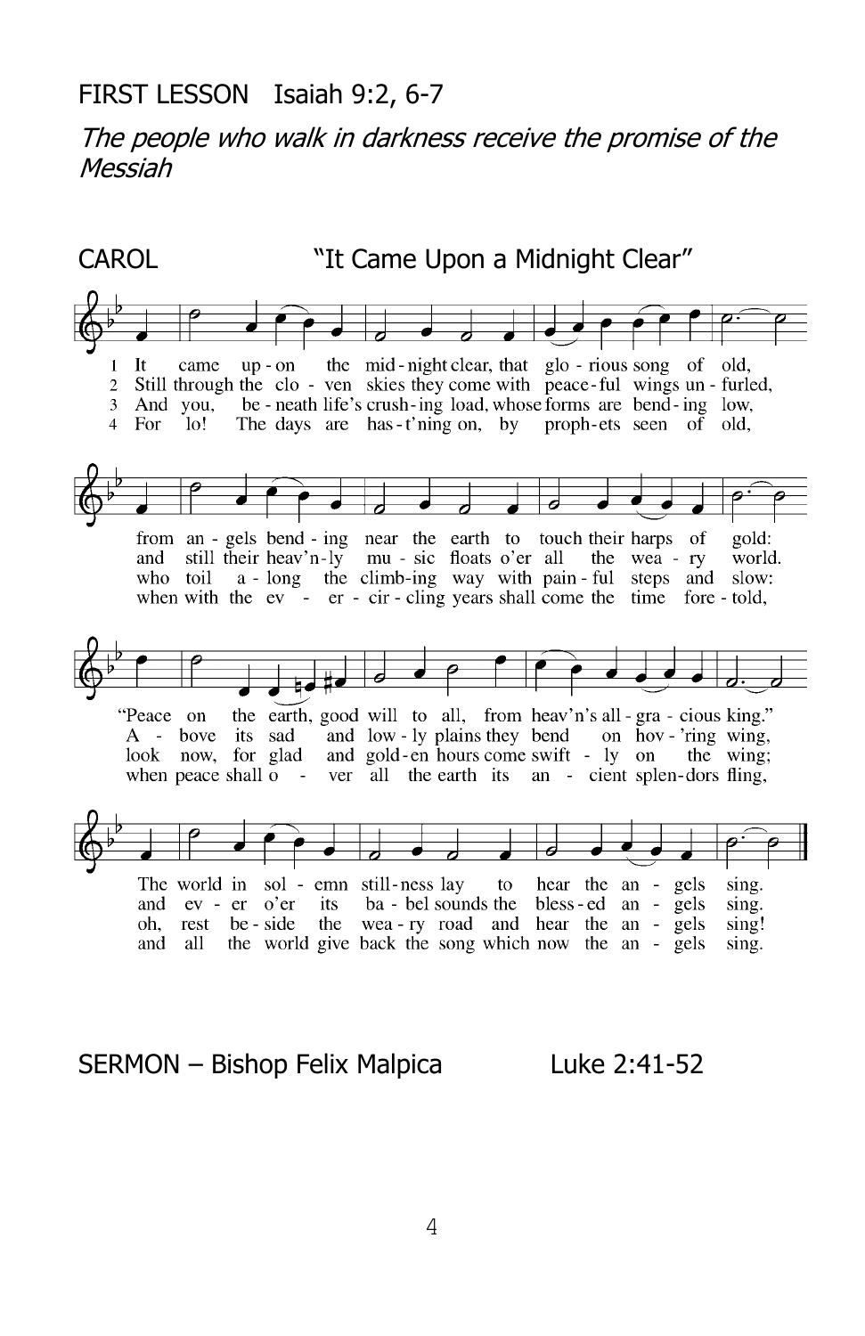FIRST LESSON Isaiah 9:2, 6-7

*The people who walk in darkness receive the promise of the Messiah*

CAROL "It Came Upon a Midnight Clear"

1 It came upon the midnight clear, that glorious song of old,
from angels bending near the earth to touch their harps of gold:
"Peace on the earth, good will to all, from heav'n's all-gracious King."
The world in solemn stillness lay to hear the angels sing.

2 Still through the cloven skies they come with peaceful wings unfurled,
and still their heav'nly music floats o'er all the weary world.
Above its sad and lowly plains they bend on hov'ring wing,
and ever o'er its babel sounds the blessed angels sing.

3 And you, beneath life's crushing load, whose forms are bending low,
who toil along the climbing way with painful steps and slow:
look now, for glad and golden hours come swiftly on the wing;
oh, rest beside the weary road and hear the angels sing!

4 For lo! The days are hast'ning on, by prophets seen of old,
when with the ever-circling years shall come the time foretold,
when peace shall over all the earth its ancient splendors fling,
and all the world give back the song which now the angels sing.

SERMON – Bishop Felix Malpica Luke 2:41-52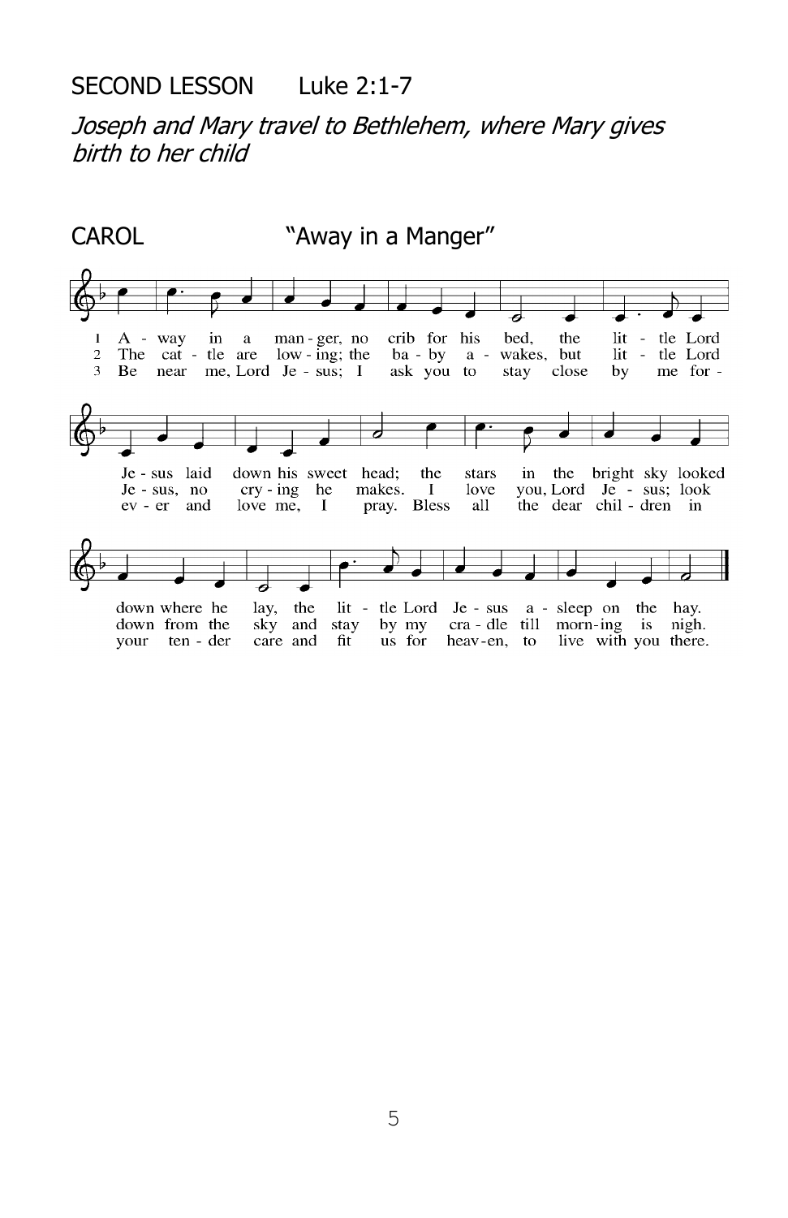SECOND LESSON Luke 2:1-7

*Joseph and Mary travel to Bethlehem, where Mary gives birth to her child*

CAROL "Away in a Manger"

1 A - way in a man - ger, no crib for his bed, the lit - tle Lord Je - sus laid down his sweet head; the stars in the bright sky looked down where he lay, the lit - tle Lord Je - sus a - sleep on the hay.

2 The cat - tle are low - ing; the ba - by a - wakes, but lit - tle Lord Je - sus, no cry - ing he makes. I love you, Lord Je - sus; look down from the sky and stay by my cra - dle till morn-ing is nigh.

3 Be near me, Lord Je - sus; I ask you to stay close by me for - ev - er and love me, I pray. Bless all the dear chil - dren in your ten - der care and fit us for heav-en, to live with you there.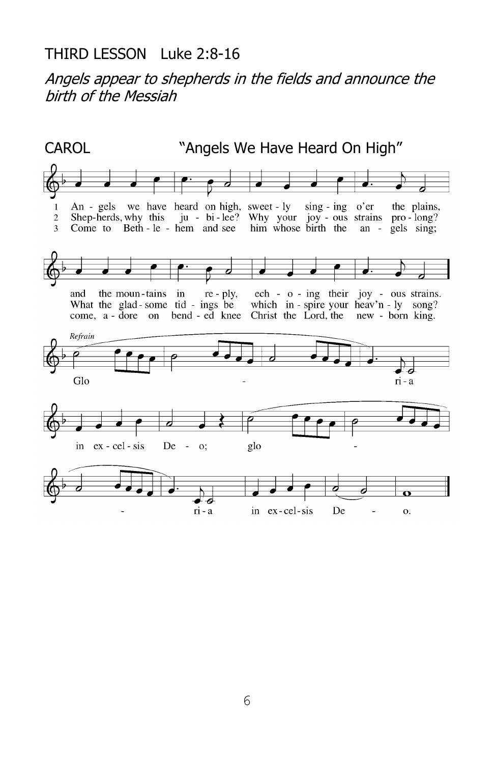THIRD LESSON   Luke 2:8-16

*Angels appear to shepherds in the fields and announce the birth of the Messiah*

CAROL   "Angels We Have Heard On High"

1 Angels we have heard on high, sweetly singing o'er the plains, and the mountains in reply, echoing their joyous strains.

2 Shepherds, why this jubilee? Why your joyous strains prolong? What the gladsome tidings be which inspire your heav'nly song?

3 Come to Bethlehem and see him whose birth the angels sing; come, adore on bended knee Christ the Lord, the newborn king.

*Refrain*

Gloria in excelsis Deo; gloria in excelsis Deo.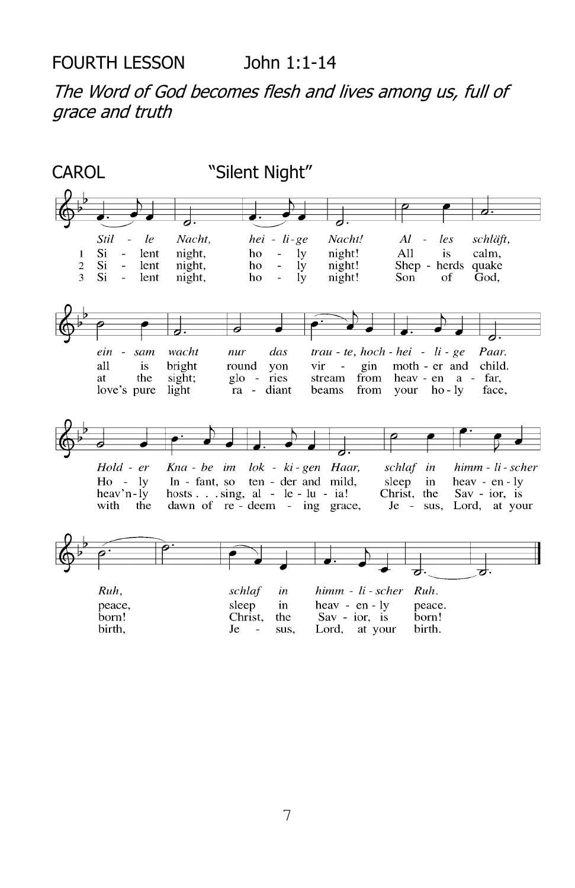FOURTH LESSON John 1:1-14

*The Word of God becomes flesh and lives among us, full of grace and truth*

CAROL "Silent Night"

*Stil - le Nacht, hei - li - ge Nacht! Al - les schläft, ein - sam wacht nur das trau - te, hoch - hei - li - ge Paar. Hold - er Kna - be im lok - ki - gen Haar, schlaf in himm - li - scher Ruh, schlaf in himm - li - scher Ruh.*

1 Si - lent night, ho - ly night! All is calm, all is bright round yon vir - gin moth - er and child. Ho - ly In - fant, so ten - der and mild, sleep in heav - en - ly peace, sleep in heav - en - ly peace.

2 Si - lent night, ho - ly night! Shep - herds quake at the sight; glo - ries stream from heav - en a - far, heav'n - ly hosts . . . sing, al - le - lu - ia! Christ, the Sav - ior, is born! Christ, the Sav - ior, is born!

3 Si - lent night, ho - ly night! Son of God, love's pure light ra - diant beams from your ho - ly face, with the dawn of re - deem - ing grace, Je - sus, Lord, at your birth, Je - sus, Lord, at your birth.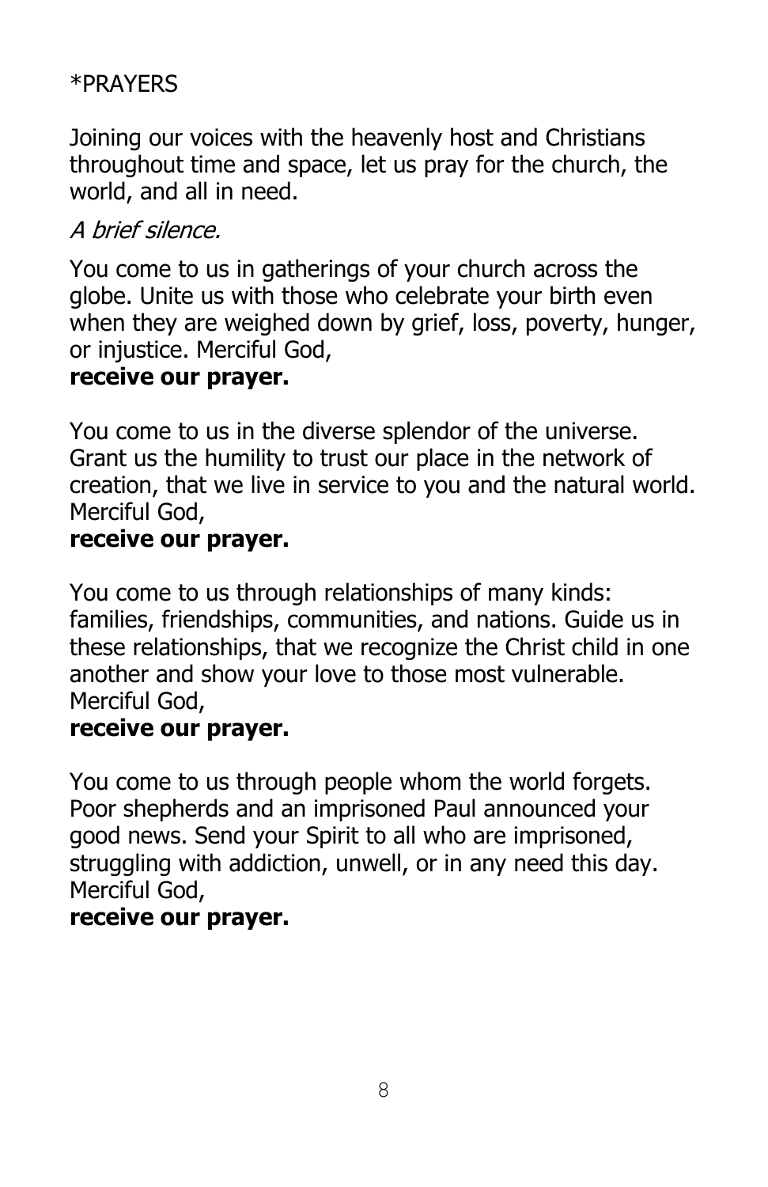*PRAYERS

Joining our voices with the heavenly host and Christians throughout time and space, let us pray for the church, the world, and all in need.

*A brief silence.*

You come to us in gatherings of your church across the globe. Unite us with those who celebrate your birth even when they are weighed down by grief, loss, poverty, hunger, or injustice. Merciful God,
**receive our prayer.**

You come to us in the diverse splendor of the universe. Grant us the humility to trust our place in the network of creation, that we live in service to you and the natural world. Merciful God,
**receive our prayer.**

You come to us through relationships of many kinds: families, friendships, communities, and nations. Guide us in these relationships, that we recognize the Christ child in one another and show your love to those most vulnerable. Merciful God,
**receive our prayer.**

You come to us through people whom the world forgets. Poor shepherds and an imprisoned Paul announced your good news. Send your Spirit to all who are imprisoned, struggling with addiction, unwell, or in any need this day. Merciful God,
**receive our prayer.**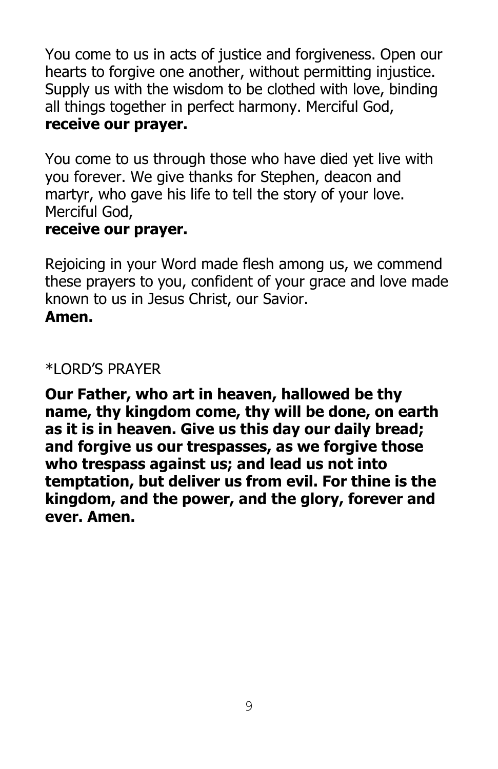You come to us in acts of justice and forgiveness. Open our hearts to forgive one another, without permitting injustice. Supply us with the wisdom to be clothed with love, binding all things together in perfect harmony. Merciful God,
**receive our prayer.**

You come to us through those who have died yet live with you forever. We give thanks for Stephen, deacon and martyr, who gave his life to tell the story of your love. Merciful God,
**receive our prayer.**

Rejoicing in your Word made flesh among us, we commend these prayers to you, confident of your grace and love made known to us in Jesus Christ, our Savior.
**Amen.**

*LORD'S PRAYER

**Our Father, who art in heaven, hallowed be thy name, thy kingdom come, thy will be done, on earth as it is in heaven. Give us this day our daily bread; and forgive us our trespasses, as we forgive those who trespass against us; and lead us not into temptation, but deliver us from evil. For thine is the kingdom, and the power, and the glory, forever and ever. Amen.**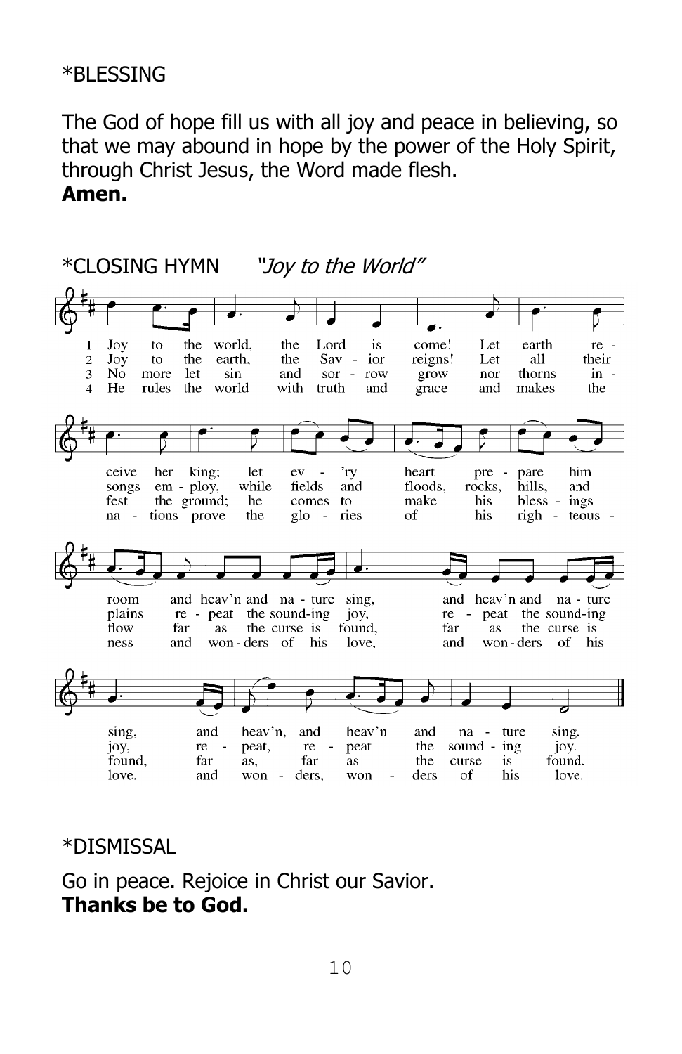*BLESSING

The God of hope fill us with all joy and peace in believing, so that we may abound in hope by the power of the Holy Spirit, through Christ Jesus, the Word made flesh.
**Amen.**

*CLOSING HYMN *"Joy to the World"*

1 Joy to the world, the Lord is come! Let earth receive her king; let ev'ry heart prepare him room and heav'n and nature sing, and heav'n and nature sing, and heav'n, and heav'n and nature sing.

2 Joy to the earth, the Savior reigns! Let all their songs employ, while fields and floods, rocks, hills, and plains repeat the sounding joy, repeat the sounding joy, repeat, repeat the sounding joy.

3 No more let sin and sorrow grow nor thorns infest the ground; he comes to make his blessings flow far as the curse is found, far as the curse is found, far as, far as the curse is found.

4 He rules the world with truth and grace and makes the nations prove the glories of his righteousness and wonders of his love, and wonders of his love, and wonders, wonders of his love.

*DISMISSAL

Go in peace. Rejoice in Christ our Savior.
**Thanks be to God.**